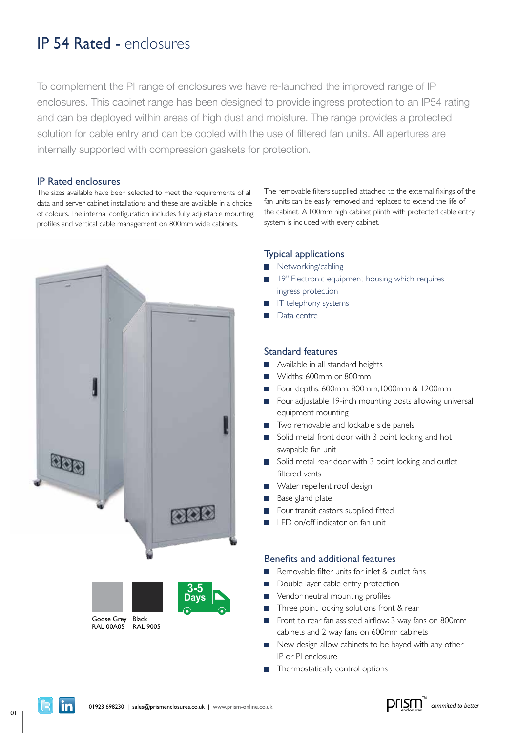# IP 54 Rated - enclosures

To complement the PI range of enclosures we have re-launched the improved range of IP enclosures. This cabinet range has been designed to provide ingress protection to an IP54 rating and can be deployed within areas of high dust and moisture. The range provides a protected solution for cable entry and can be cooled with the use of filtered fan units. All apertures are internally supported with compression gaskets for protection.

## IP Rated enclosures

The sizes available have been selected to meet the requirements of all data and server cabinet installations and these are available in a choice of colours. The internal configuration includes fully adjustable mounting profiles and vertical cable management on 800mm wide cabinets.

The removable filters supplied attached to the external fixings of the fan units can be easily removed and replaced to extend the life of the cabinet. A 100mm high cabinet plinth with protected cable entry system is included with every cabinet.

Goose Grey RAL 00A05 | Black RAL 9005

3-5 Days

## Typical applications

- Networking/cabling
- 19" Electronic equipment housing which requires ingress protection
- IT telephony systems
- Data centre

## Standard features

- Available in all standard heights
- Widths: 600mm or 800mm
- Four depths: 600mm, 800mm, 1000mm & 1200mm
- Four adjustable 19-inch mounting posts allowing universal equipment mounting
- Two removable and lockable side panels
- Solid metal front door with 3 point locking and hot swapable fan unit
- Solid metal rear door with 3 point locking and outlet filtered vents
- Water repellent roof design
- Base gland plate
- Four transit castors supplied fitted
- LED on/off indicator on fan unit

## Benefits and additional features

- Removable filter units for inlet & outlet fans
- Double layer cable entry protection
- Vendor neutral mounting profiles
- Three point locking solutions front & rear
- Front to rear fan assisted airflow: 3 way fans on 800mm cabinets and 2 way fans on 600mm cabinets
- New design allow cabinets to be bayed with any other IP or PI enclosure
- Thermostatically control options

01923 698230 | sales@prismenclosures.co.uk | www.prism-online.co.uk

prism enclosures *commited to better*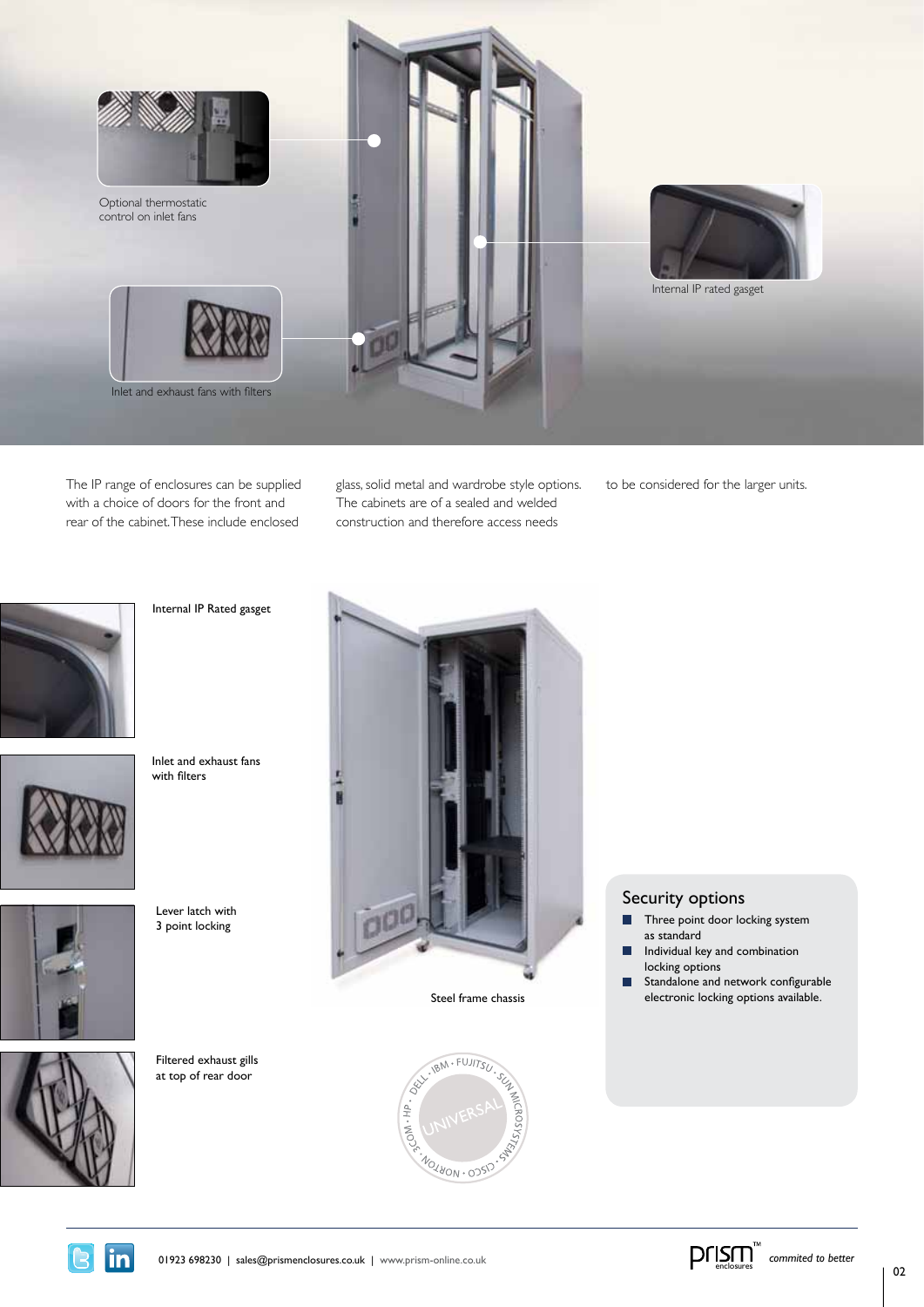Optional thermostatic control on inlet fans

Internal IP rated gasget

Inlet and exhaust fans with filters

The IP range of enclosures can be supplied with a choice of doors for the front and rear of the cabinet. These include enclosed glass, solid metal and wardrobe style options. The cabinets are of a sealed and welded construction and therefore access needs to be considered for the larger units.

Internal IP Rated gasget

Inlet and exhaust fans with filters

Lever latch with 3 point locking

Filtered exhaust gills at top of rear door

Steel frame chassis

## Security options

- Three point door locking system as standard
- Individual key and combination locking options
- Standalone and network configurable electronic locking options available.

01923 698230 | sales@prismenclosures.co.uk | www.prism-online.co.uk

prism enclosures — *commited to better*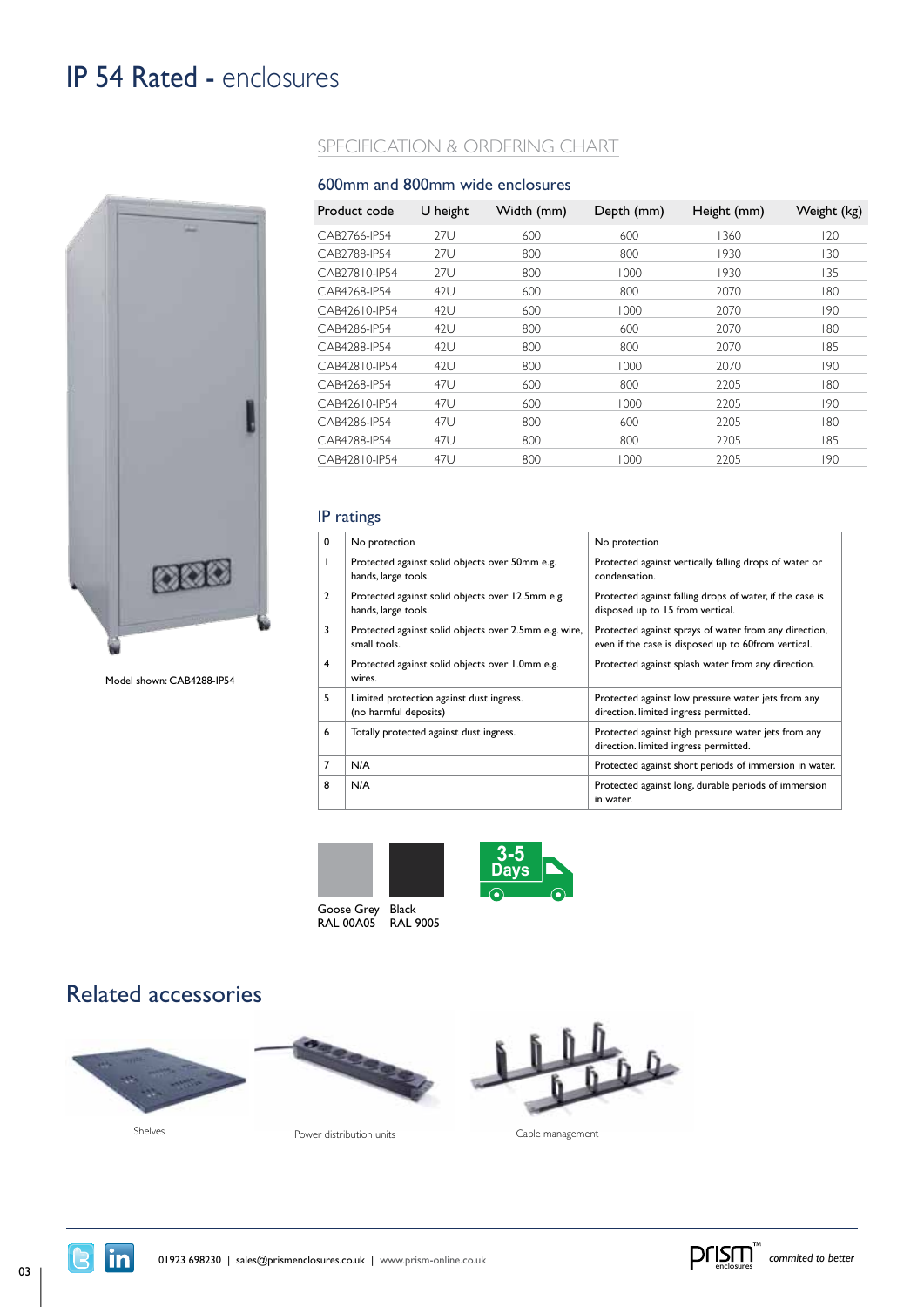# IP 54 Rated - enclosures

Model shown: CAB4288-IP54

## SPECIFICATION & ORDERING CHART

### 600mm and 800mm wide enclosures

| Product code | U height | Width (mm) | Depth (mm) | Height (mm) | Weight (kg) |
|---|---|---|---|---|---|
| CAB2766-IP54 | 27U | 600 | 600 | 1360 | 120 |
| CAB2788-IP54 | 27U | 800 | 800 | 1930 | 130 |
| CAB27810-IP54 | 27U | 800 | 1000 | 1930 | 135 |
| CAB4268-IP54 | 42U | 600 | 800 | 2070 | 180 |
| CAB42610-IP54 | 42U | 600 | 1000 | 2070 | 190 |
| CAB4286-IP54 | 42U | 800 | 600 | 2070 | 180 |
| CAB4288-IP54 | 42U | 800 | 800 | 2070 | 185 |
| CAB42810-IP54 | 42U | 800 | 1000 | 2070 | 190 |
| CAB4268-IP54 | 47U | 600 | 800 | 2205 | 180 |
| CAB42610-IP54 | 47U | 600 | 1000 | 2205 | 190 |
| CAB4286-IP54 | 47U | 800 | 600 | 2205 | 180 |
| CAB4288-IP54 | 47U | 800 | 800 | 2205 | 185 |
| CAB42810-IP54 | 47U | 800 | 1000 | 2205 | 190 |

### IP ratings

| | | |
|---|---|---|
| 0 | No protection | No protection |
| 1 | Protected against solid objects over 50mm e.g. hands, large tools. | Protected against vertically falling drops of water or condensation. |
| 2 | Protected against solid objects over 12.5mm e.g. hands, large tools. | Protected against falling drops of water, if the case is disposed up to 15 from vertical. |
| 3 | Protected against solid objects over 2.5mm e.g. wire, small tools. | Protected against sprays of water from any direction, even if the case is disposed up to 60from vertical. |
| 4 | Protected against solid objects over 1.0mm e.g. wires. | Protected against splash water from any direction. |
| 5 | Limited protection against dust ingress. (no harmful deposits) | Protected against low pressure water jets from any direction. limited ingress permitted. |
| 6 | Totally protected against dust ingress. | Protected against high pressure water jets from any direction. limited ingress permitted. |
| 7 | N/A | Protected against short periods of immersion in water. |
| 8 | N/A | Protected against long, durable periods of immersion in water. |

Goose Grey RAL 00A05

Black RAL 9005

3-5 Days

## Related accessories

Shelves

Power distribution units

Cable management

01923 698230 | sales@prismenclosures.co.uk | www.prism-online.co.uk

prism enclosures™ *commited to better*